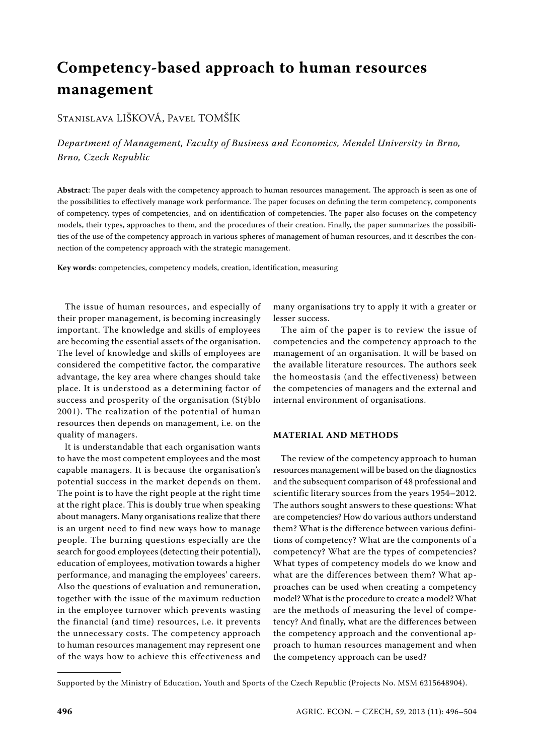# Competency-based approach to human resources management

Stanislava LIŠKOVÁ, Pavel TOMŠÍK

*Department of Management, Faculty of Business and Economics, Mendel University in Brno, Brno, Czech Republic*

**Abstract**: The paper deals with the competency approach to human resources management. The approach is seen as one of the possibilities to effectively manage work performance. The paper focuses on defining the term competency, components of competency, types of competencies, and on identification of competencies. The paper also focuses on the competency models, their types, approaches to them, and the procedures of their creation. Finally, the paper summarizes the possibilities of the use of the competency approach in various spheres of management of human resources, and it describes the connection of the competency approach with the strategic management.

**Key words**: competencies, competency models, creation, identification, measuring

The issue of human resources, and especially of their proper management, is becoming increasingly important. The knowledge and skills of employees are becoming the essential assets of the organisation. The level of knowledge and skills of employees are considered the competitive factor, the comparative advantage, the key area where changes should take place. It is understood as a determining factor of success and prosperity of the organisation (Stýblo 2001). The realization of the potential of human resources then depends on management, i.e. on the quality of managers.

It is understandable that each organisation wants to have the most competent employees and the most capable managers. It is because the organisation's potential success in the market depends on them. The point is to have the right people at the right time at the right place. This is doubly true when speaking about managers. Many organisations realize that there is an urgent need to find new ways how to manage people. The burning questions especially are the search for good employees (detecting their potential), education of employees, motivation towards a higher performance, and managing the employees' careers. Also the questions of evaluation and remuneration, together with the issue of the maximum reduction in the employee turnover which prevents wasting the financial (and time) resources, i.e. it prevents the unnecessary costs. The competency approach to human resources management may represent one of the ways how to achieve this effectiveness and many organisations try to apply it with a greater or lesser success.

The aim of the paper is to review the issue of competencies and the competency approach to the management of an organisation. It will be based on the available literature resources. The authors seek the homeostasis (and the effectiveness) between the competencies of managers and the external and internal environment of organisations.

## MATERIAL AND METHODS

The review of the competency approach to human resources management will be based on the diagnostics and the subsequent comparison of 48 professional and scientific literary sources from the years 1954–2012. The authors sought answers to these questions: What are competencies? How do various authors understand them? What is the difference between various definitions of competency? What are the components of a competency? What are the types of competencies? What types of competency models do we know and what are the differences between them? What approaches can be used when creating a competency model? What is the procedure to create a model? What are the methods of measuring the level of competency? And finally, what are the differences between the competency approach and the conventional approach to human resources management and when the competency approach can be used?

Supported by the Ministry of Education, Youth and Sports of the Czech Republic (Projects No. MSM 6215648904).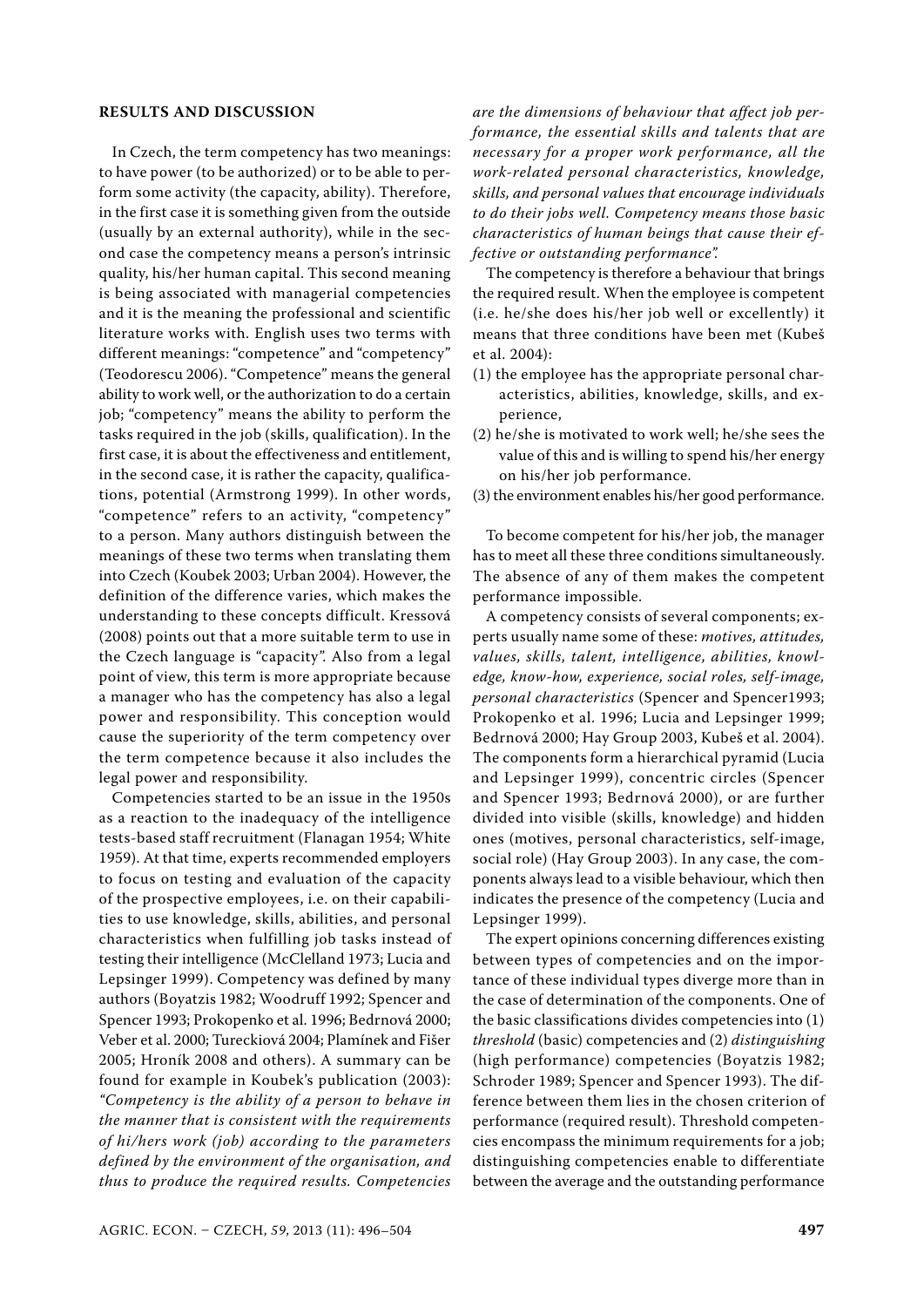## RESULTS AND DISCUSSION

In Czech, the term competency has two meanings: to have power (to be authorized) or to be able to perform some activity (the capacity, ability). Therefore, in the first case it is something given from the outside (usually by an external authority), while in the second case the competency means a person's intrinsic quality, his/her human capital. This second meaning is being associated with managerial competencies and it is the meaning the professional and scientific literature works with. English uses two terms with different meanings: "competence" and "competency" (Teodorescu 2006). "Competence" means the general ability to work well, or the authorization to do a certain job; "competency" means the ability to perform the tasks required in the job (skills, qualification). In the first case, it is about the effectiveness and entitlement, in the second case, it is rather the capacity, qualifications, potential (Armstrong 1999). In other words, "competence" refers to an activity, "competency" to a person. Many authors distinguish between the meanings of these two terms when translating them into Czech (Koubek 2003; Urban 2004). However, the definition of the difference varies, which makes the understanding to these concepts difficult. Kressová (2008) points out that a more suitable term to use in the Czech language is "capacity". Also from a legal point of view, this term is more appropriate because a manager who has the competency has also a legal power and responsibility. This conception would cause the superiority of the term competency over the term competence because it also includes the legal power and responsibility.

Competencies started to be an issue in the 1950s as a reaction to the inadequacy of the intelligence tests-based staff recruitment (Flanagan 1954; White 1959). At that time, experts recommended employers to focus on testing and evaluation of the capacity of the prospective employees, i.e. on their capabilities to use knowledge, skills, abilities, and personal characteristics when fulfilling job tasks instead of testing their intelligence (McClelland 1973; Lucia and Lepsinger 1999). Competency was defined by many authors (Boyatzis 1982; Woodruff 1992; Spencer and Spencer 1993; Prokopenko et al. 1996; Bedrnová 2000; Veber et al. 2000; Tureckiová 2004; Plamínek and Fišer 2005; Hroník 2008 and others). A summary can be found for example in Koubek's publication (2003): *"Competency is the ability of a person to behave in the manner that is consistent with the requirements of hi/hers work (job) according to the parameters defined by the environment of the organisation, and thus to produce the required results. Competencies are the dimensions of behaviour that affect job performance, the essential skills and talents that are necessary for a proper work performance, all the work-related personal characteristics, knowledge, skills, and personal values that encourage individuals to do their jobs well. Competency means those basic characteristics of human beings that cause their effective or outstanding performance".*

The competency is therefore a behaviour that brings the required result. When the employee is competent (i.e. he/she does his/her job well or excellently) it means that three conditions have been met (Kubeš et al. 2004):

(1) the employee has the appropriate personal characteristics, abilities, knowledge, skills, and experience,
(2) he/she is motivated to work well; he/she sees the value of this and is willing to spend his/her energy on his/her job performance.
(3) the environment enables his/her good performance.

To become competent for his/her job, the manager has to meet all these three conditions simultaneously. The absence of any of them makes the competent performance impossible.

A competency consists of several components; experts usually name some of these: *motives, attitudes, values, skills, talent, intelligence, abilities, knowledge, know-how, experience, social roles, self-image, personal characteristics* (Spencer and Spencer1993; Prokopenko et al. 1996; Lucia and Lepsinger 1999; Bedrnová 2000; Hay Group 2003, Kubeš et al. 2004). The components form a hierarchical pyramid (Lucia and Lepsinger 1999), concentric circles (Spencer and Spencer 1993; Bedrnová 2000), or are further divided into visible (skills, knowledge) and hidden ones (motives, personal characteristics, self-image, social role) (Hay Group 2003). In any case, the components always lead to a visible behaviour, which then indicates the presence of the competency (Lucia and Lepsinger 1999).

The expert opinions concerning differences existing between types of competencies and on the importance of these individual types diverge more than in the case of determination of the components. One of the basic classifications divides competencies into (1) *threshold* (basic) competencies and (2) *distinguishing* (high performance) competencies (Boyatzis 1982; Schroder 1989; Spencer and Spencer 1993). The difference between them lies in the chosen criterion of performance (required result). Threshold competencies encompass the minimum requirements for a job; distinguishing competencies enable to differentiate between the average and the outstanding performance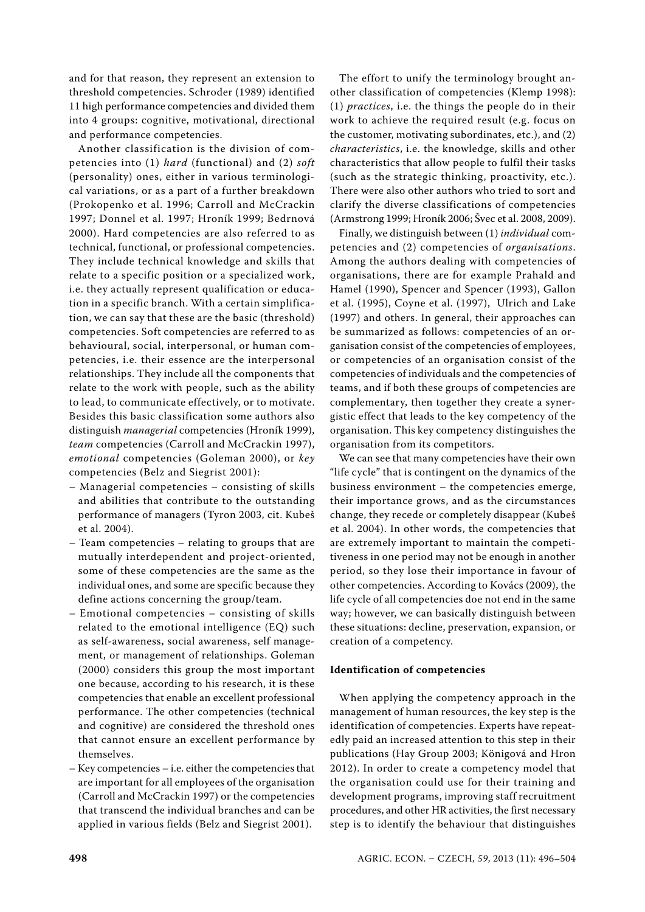and for that reason, they represent an extension to threshold competencies. Schroder (1989) identified 11 high performance competencies and divided them into 4 groups: cognitive, motivational, directional and performance competencies.

Another classification is the division of competencies into (1) *hard* (functional) and (2) *soft* (personality) ones, either in various terminological variations, or as a part of a further breakdown (Prokopenko et al. 1996; Carroll and McCrackin 1997; Donnel et al. 1997; Hroník 1999; Bedrnová 2000). Hard competencies are also referred to as technical, functional, or professional competencies. They include technical knowledge and skills that relate to a specific position or a specialized work, i.e. they actually represent qualification or education in a specific branch. With a certain simplification, we can say that these are the basic (threshold) competencies. Soft competencies are referred to as behavioural, social, interpersonal, or human competencies, i.e. their essence are the interpersonal relationships. They include all the components that relate to the work with people, such as the ability to lead, to communicate effectively, or to motivate. Besides this basic classification some authors also distinguish *managerial* competencies (Hroník 1999), *team* competencies (Carroll and McCrackin 1997), *emotional* competencies (Goleman 2000), or *key* competencies (Belz and Siegrist 2001):

- Managerial competencies – consisting of skills and abilities that contribute to the outstanding performance of managers (Tyron 2003, cit. Kubeš et al. 2004).
- Team competencies – relating to groups that are mutually interdependent and project-oriented, some of these competencies are the same as the individual ones, and some are specific because they define actions concerning the group/team.
- Emotional competencies – consisting of skills related to the emotional intelligence (EQ) such as self-awareness, social awareness, self management, or management of relationships. Goleman (2000) considers this group the most important one because, according to his research, it is these competencies that enable an excellent professional performance. The other competencies (technical and cognitive) are considered the threshold ones that cannot ensure an excellent performance by themselves.
- Key competencies – i.e. either the competencies that are important for all employees of the organisation (Carroll and McCrackin 1997) or the competencies that transcend the individual branches and can be applied in various fields (Belz and Siegrist 2001).

The effort to unify the terminology brought another classification of competencies (Klemp 1998): (1) *practices*, i.e. the things the people do in their work to achieve the required result (e.g. focus on the customer, motivating subordinates, etc.), and (2) *characteristics*, i.e. the knowledge, skills and other characteristics that allow people to fulfil their tasks (such as the strategic thinking, proactivity, etc.). There were also other authors who tried to sort and clarify the diverse classifications of competencies (Armstrong 1999; Hroník 2006; Švec et al. 2008, 2009).

Finally, we distinguish between (1) *individual* competencies and (2) competencies of *organisations*. Among the authors dealing with competencies of organisations, there are for example Prahald and Hamel (1990), Spencer and Spencer (1993), Gallon et al. (1995), Coyne et al. (1997), Ulrich and Lake (1997) and others. In general, their approaches can be summarized as follows: competencies of an organisation consist of the competencies of employees, or competencies of an organisation consist of the competencies of individuals and the competencies of teams, and if both these groups of competencies are complementary, then together they create a synergistic effect that leads to the key competency of the organisation. This key competency distinguishes the organisation from its competitors.

We can see that many competencies have their own "life cycle" that is contingent on the dynamics of the business environment – the competencies emerge, their importance grows, and as the circumstances change, they recede or completely disappear (Kubeš et al. 2004). In other words, the competencies that are extremely important to maintain the competitiveness in one period may not be enough in another period, so they lose their importance in favour of other competencies. According to Kovács (2009), the life cycle of all competencies doe not end in the same way; however, we can basically distinguish between these situations: decline, preservation, expansion, or creation of a competency.

**Identification of competencies**

When applying the competency approach in the management of human resources, the key step is the identification of competencies. Experts have repeatedly paid an increased attention to this step in their publications (Hay Group 2003; Königová and Hron 2012). In order to create a competency model that the organisation could use for their training and development programs, improving staff recruitment procedures, and other HR activities, the first necessary step is to identify the behaviour that distinguishes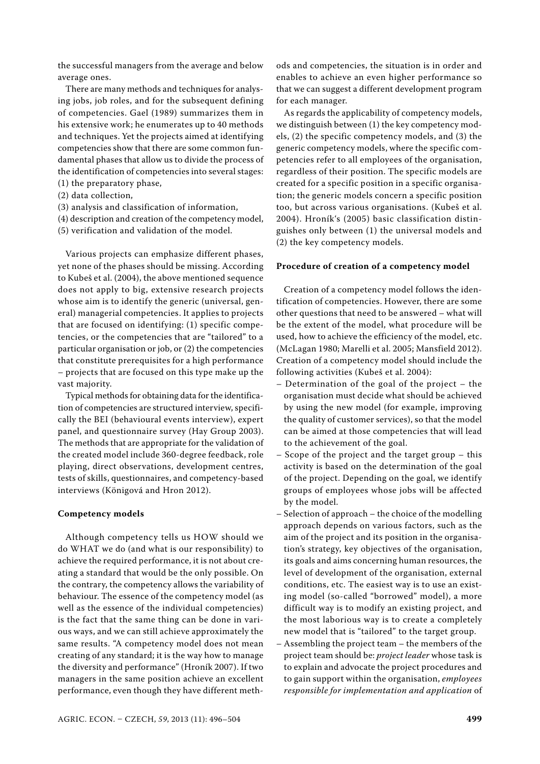the successful managers from the average and below average ones.

There are many methods and techniques for analysing jobs, job roles, and for the subsequent defining of competencies. Gael (1989) summarizes them in his extensive work; he enumerates up to 40 methods and techniques. Yet the projects aimed at identifying competencies show that there are some common fundamental phases that allow us to divide the process of the identification of competencies into several stages:

(1) the preparatory phase,
(2) data collection,
(3) analysis and classification of information,
(4) description and creation of the competency model,
(5) verification and validation of the model.

Various projects can emphasize different phases, yet none of the phases should be missing. According to Kubeš et al. (2004), the above mentioned sequence does not apply to big, extensive research projects whose aim is to identify the generic (universal, general) managerial competencies. It applies to projects that are focused on identifying: (1) specific competencies, or the competencies that are "tailored" to a particular organisation or job, or (2) the competencies that constitute prerequisites for a high performance – projects that are focused on this type make up the vast majority.

Typical methods for obtaining data for the identification of competencies are structured interview, specifically the BEI (behavioural events interview), expert panel, and questionnaire survey (Hay Group 2003). The methods that are appropriate for the validation of the created model include 360-degree feedback, role playing, direct observations, development centres, tests of skills, questionnaires, and competency-based interviews (Königová and Hron 2012).

**Competency models**

Although competency tells us HOW should we do WHAT we do (and what is our responsibility) to achieve the required performance, it is not about creating a standard that would be the only possible. On the contrary, the competency allows the variability of behaviour. The essence of the competency model (as well as the essence of the individual competencies) is the fact that the same thing can be done in various ways, and we can still achieve approximately the same results. "A competency model does not mean creating of any standard; it is the way how to manage the diversity and performance" (Hroník 2007). If two managers in the same position achieve an excellent performance, even though they have different methods and competencies, the situation is in order and enables to achieve an even higher performance so that we can suggest a different development program for each manager.

As regards the applicability of competency models, we distinguish between (1) the key competency models, (2) the specific competency models, and (3) the generic competency models, where the specific competencies refer to all employees of the organisation, regardless of their position. The specific models are created for a specific position in a specific organisation; the generic models concern a specific position too, but across various organisations. (Kubeš et al. 2004). Hroník's (2005) basic classification distinguishes only between (1) the universal models and (2) the key competency models.

**Procedure of creation of a competency model**

Creation of a competency model follows the identification of competencies. However, there are some other questions that need to be answered – what will be the extent of the model, what procedure will be used, how to achieve the efficiency of the model, etc. (McLagan 1980; Marelli et al. 2005; Mansfield 2012). Creation of a competency model should include the following activities (Kubeš et al. 2004):

– Determination of the goal of the project – the organisation must decide what should be achieved by using the new model (for example, improving the quality of customer services), so that the model can be aimed at those competencies that will lead to the achievement of the goal.
– Scope of the project and the target group – this activity is based on the determination of the goal of the project. Depending on the goal, we identify groups of employees whose jobs will be affected by the model.
– Selection of approach – the choice of the modelling approach depends on various factors, such as the aim of the project and its position in the organisation's strategy, key objectives of the organisation, its goals and aims concerning human resources, the level of development of the organisation, external conditions, etc. The easiest way is to use an existing model (so-called "borrowed" model), a more difficult way is to modify an existing project, and the most laborious way is to create a completely new model that is "tailored" to the target group.
– Assembling the project team – the members of the project team should be: *project leader* whose task is to explain and advocate the project procedures and to gain support within the organisation, *employees responsible for implementation and application* of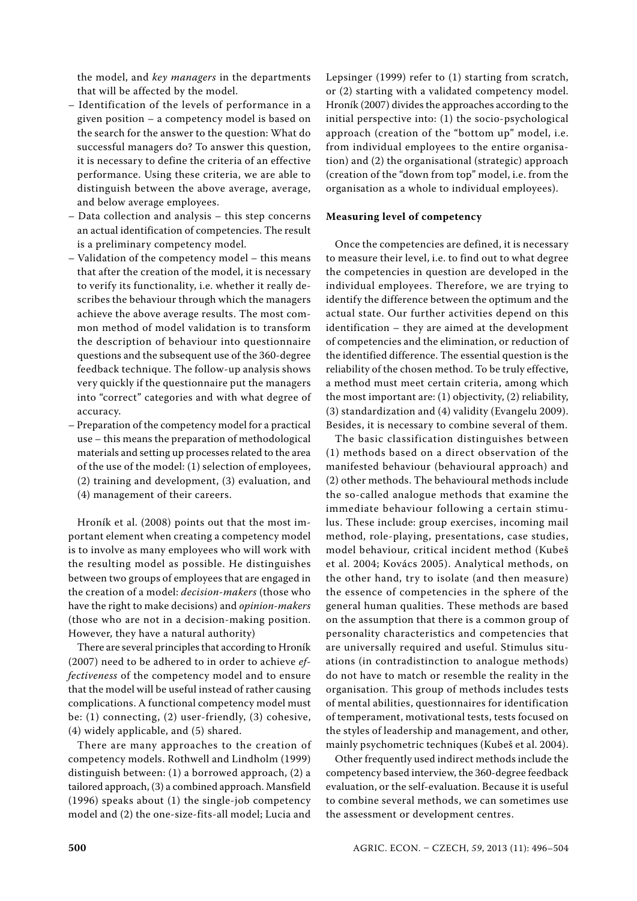the model, and *key managers* in the departments that will be affected by the model.

– Identification of the levels of performance in a given position – a competency model is based on the search for the answer to the question: What do successful managers do? To answer this question, it is necessary to define the criteria of an effective performance. Using these criteria, we are able to distinguish between the above average, average, and below average employees.
– Data collection and analysis – this step concerns an actual identification of competencies. The result is a preliminary competency model.
– Validation of the competency model – this means that after the creation of the model, it is necessary to verify its functionality, i.e. whether it really describes the behaviour through which the managers achieve the above average results. The most common method of model validation is to transform the description of behaviour into questionnaire questions and the subsequent use of the 360-degree feedback technique. The follow-up analysis shows very quickly if the questionnaire put the managers into "correct" categories and with what degree of accuracy.
– Preparation of the competency model for a practical use – this means the preparation of methodological materials and setting up processes related to the area of the use of the model: (1) selection of employees, (2) training and development, (3) evaluation, and (4) management of their careers.

Hroník et al. (2008) points out that the most important element when creating a competency model is to involve as many employees who will work with the resulting model as possible. He distinguishes between two groups of employees that are engaged in the creation of a model: *decision-makers* (those who have the right to make decisions) and *opinion-makers* (those who are not in a decision-making position. However, they have a natural authority)

There are several principles that according to Hroník (2007) need to be adhered to in order to achieve *effectiveness* of the competency model and to ensure that the model will be useful instead of rather causing complications. A functional competency model must be: (1) connecting, (2) user-friendly, (3) cohesive, (4) widely applicable, and (5) shared.

There are many approaches to the creation of competency models. Rothwell and Lindholm (1999) distinguish between: (1) a borrowed approach, (2) a tailored approach, (3) a combined approach. Mansfield (1996) speaks about (1) the single-job competency model and (2) the one-size-fits-all model; Lucia and Lepsinger (1999) refer to (1) starting from scratch, or (2) starting with a validated competency model. Hroník (2007) divides the approaches according to the initial perspective into: (1) the socio-psychological approach (creation of the "bottom up" model, i.e. from individual employees to the entire organisation) and (2) the organisational (strategic) approach (creation of the "down from top" model, i.e. from the organisation as a whole to individual employees).

**Measuring level of competency**

Once the competencies are defined, it is necessary to measure their level, i.e. to find out to what degree the competencies in question are developed in the individual employees. Therefore, we are trying to identify the difference between the optimum and the actual state. Our further activities depend on this identification – they are aimed at the development of competencies and the elimination, or reduction of the identified difference. The essential question is the reliability of the chosen method. To be truly effective, a method must meet certain criteria, among which the most important are: (1) objectivity, (2) reliability, (3) standardization and (4) validity (Evangelu 2009). Besides, it is necessary to combine several of them.

The basic classification distinguishes between (1) methods based on a direct observation of the manifested behaviour (behavioural approach) and (2) other methods. The behavioural methods include the so-called analogue methods that examine the immediate behaviour following a certain stimulus. These include: group exercises, incoming mail method, role-playing, presentations, case studies, model behaviour, critical incident method (Kubeš et al. 2004; Kovács 2005). Analytical methods, on the other hand, try to isolate (and then measure) the essence of competencies in the sphere of the general human qualities. These methods are based on the assumption that there is a common group of personality characteristics and competencies that are universally required and useful. Stimulus situations (in contradistinction to analogue methods) do not have to match or resemble the reality in the organisation. This group of methods includes tests of mental abilities, questionnaires for identification of temperament, motivational tests, tests focused on the styles of leadership and management, and other, mainly psychometric techniques (Kubeš et al. 2004).

Other frequently used indirect methods include the competency based interview, the 360-degree feedback evaluation, or the self-evaluation. Because it is useful to combine several methods, we can sometimes use the assessment or development centres.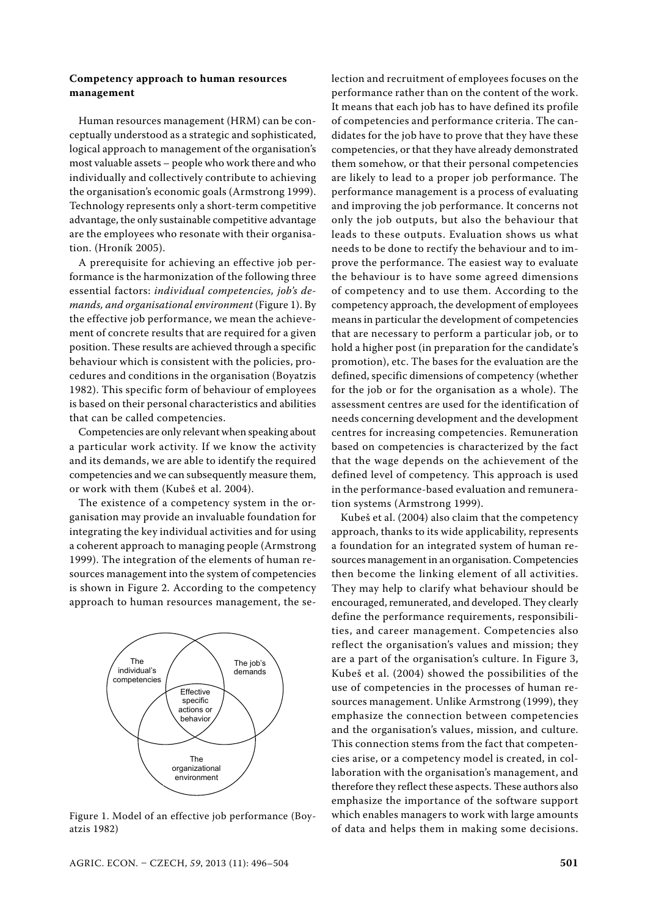## Competency approach to human resources management

Human resources management (HRM) can be conceptually understood as a strategic and sophisticated, logical approach to management of the organisation's most valuable assets – people who work there and who individually and collectively contribute to achieving the organisation's economic goals (Armstrong 1999). Technology represents only a short-term competitive advantage, the only sustainable competitive advantage are the employees who resonate with their organisation. (Hroník 2005).

A prerequisite for achieving an effective job performance is the harmonization of the following three essential factors: *individual competencies, job's demands, and organisational environment* (Figure 1). By the effective job performance, we mean the achievement of concrete results that are required for a given position. These results are achieved through a specific behaviour which is consistent with the policies, procedures and conditions in the organisation (Boyatzis 1982). This specific form of behaviour of employees is based on their personal characteristics and abilities that can be called competencies.

Competencies are only relevant when speaking about a particular work activity. If we know the activity and its demands, we are able to identify the required competencies and we can subsequently measure them, or work with them (Kubeš et al. 2004).

The existence of a competency system in the organisation may provide an invaluable foundation for integrating the key individual activities and for using a coherent approach to managing people (Armstrong 1999). The integration of the elements of human resources management into the system of competencies is shown in Figure 2. According to the competency approach to human resources management, the selection and recruitment of employees focuses on the performance rather than on the content of the work. It means that each job has to have defined its profile of competencies and performance criteria. The candidates for the job have to prove that they have these competencies, or that they have already demonstrated them somehow, or that their personal competencies are likely to lead to a proper job performance. The performance management is a process of evaluating and improving the job performance. It concerns not only the job outputs, but also the behaviour that leads to these outputs. Evaluation shows us what needs to be done to rectify the behaviour and to improve the performance. The easiest way to evaluate the behaviour is to have some agreed dimensions of competency and to use them. According to the competency approach, the development of employees means in particular the development of competencies that are necessary to perform a particular job, or to hold a higher post (in preparation for the candidate's promotion), etc. The bases for the evaluation are the defined, specific dimensions of competency (whether for the job or for the organisation as a whole). The assessment centres are used for the identification of needs concerning development and the development centres for increasing competencies. Remuneration based on competencies is characterized by the fact that the wage depends on the achievement of the defined level of competency. This approach is used in the performance-based evaluation and remuneration systems (Armstrong 1999).

Kubeš et al. (2004) also claim that the competency approach, thanks to its wide applicability, represents a foundation for an integrated system of human resources management in an organisation. Competencies then become the linking element of all activities. They may help to clarify what behaviour should be encouraged, remunerated, and developed. They clearly define the performance requirements, responsibilities, and career management. Competencies also reflect the organisation's values and mission; they are a part of the organisation's culture. In Figure 3, Kubeš et al. (2004) showed the possibilities of the use of competencies in the processes of human resources management. Unlike Armstrong (1999), they emphasize the connection between competencies and the organisation's values, mission, and culture. This connection stems from the fact that competencies arise, or a competency model is created, in collaboration with the organisation's management, and therefore they reflect these aspects. These authors also emphasize the importance of the software support which enables managers to work with large amounts of data and helps them in making some decisions.

The individual's competencies

The job's demands

Effective specific actions or behavior

The organizational environment

Figure 1. Model of an effective job performance (Boyatzis 1982)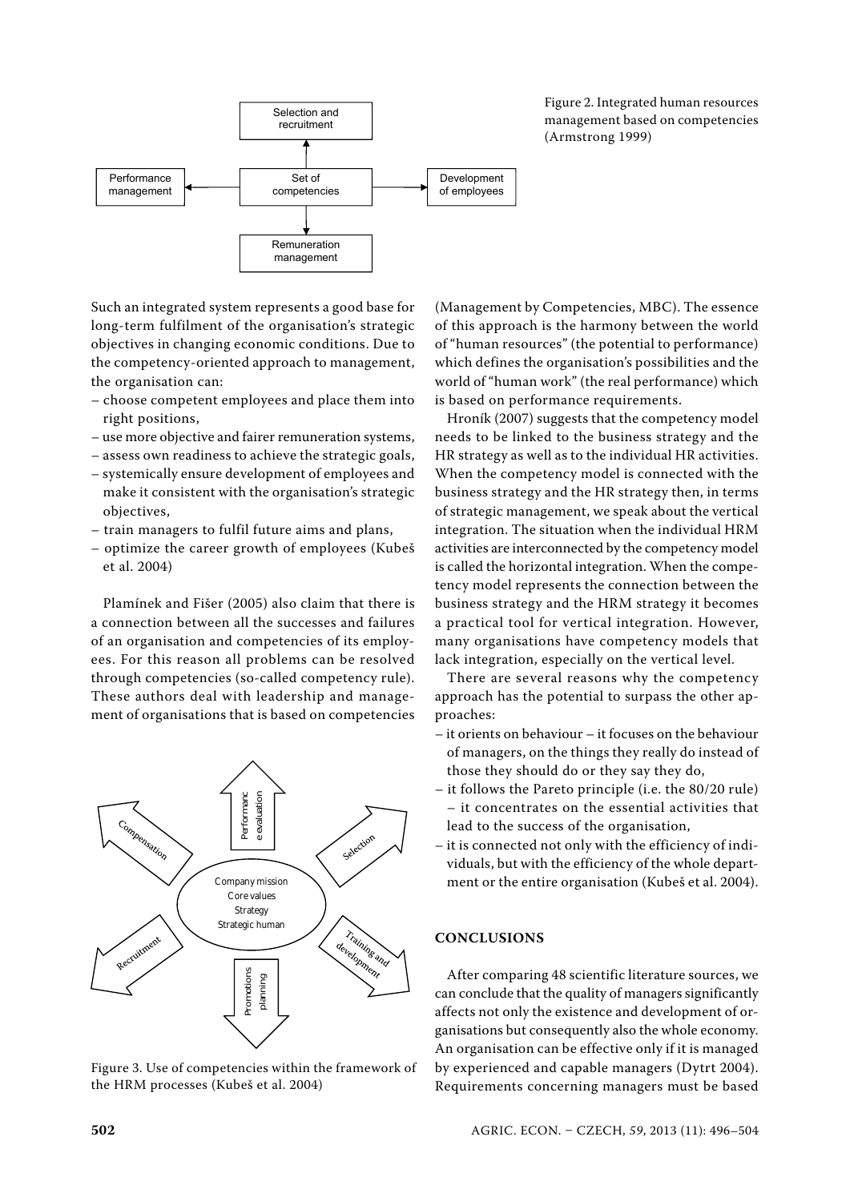Figure 2. Integrated human resources management based on competencies (Armstrong 1999)

Such an integrated system represents a good base for long-term fulfilment of the organisation's strategic objectives in changing economic conditions. Due to the competency-oriented approach to management, the organisation can:

– choose competent employees and place them into right positions,
– use more objective and fairer remuneration systems,
– assess own readiness to achieve the strategic goals,
– systemically ensure development of employees and make it consistent with the organisation's strategic objectives,
– train managers to fulfil future aims and plans,
– optimize the career growth of employees (Kubeš et al. 2004)

Plamínek and Fišer (2005) also claim that there is a connection between all the successes and failures of an organisation and competencies of its employees. For this reason all problems can be resolved through competencies (so-called competency rule). These authors deal with leadership and management of organisations that is based on competencies (Management by Competencies, MBC). The essence of this approach is the harmony between the world of "human resources" (the potential to performance) which defines the organisation's possibilities and the world of "human work" (the real performance) which is based on performance requirements.

Figure 3. Use of competencies within the framework of the HRM processes (Kubeš et al. 2004)

Hroník (2007) suggests that the competency model needs to be linked to the business strategy and the HR strategy as well as to the individual HR activities. When the competency model is connected with the business strategy and the HR strategy then, in terms of strategic management, we speak about the vertical integration. The situation when the individual HRM activities are interconnected by the competency model is called the horizontal integration. When the competency model represents the connection between the business strategy and the HRM strategy it becomes a practical tool for vertical integration. However, many organisations have competency models that lack integration, especially on the vertical level.

There are several reasons why the competency approach has the potential to surpass the other approaches:

– it orients on behaviour – it focuses on the behaviour of managers, on the things they really do instead of those they should do or they say they do,
– it follows the Pareto principle (i.e. the 80/20 rule) – it concentrates on the essential activities that lead to the success of the organisation,
– it is connected not only with the efficiency of individuals, but with the efficiency of the whole department or the entire organisation (Kubeš et al. 2004).

## CONCLUSIONS

After comparing 48 scientific literature sources, we can conclude that the quality of managers significantly affects not only the existence and development of organisations but consequently also the whole economy. An organisation can be effective only if it is managed by experienced and capable managers (Dytrt 2004). Requirements concerning managers must be based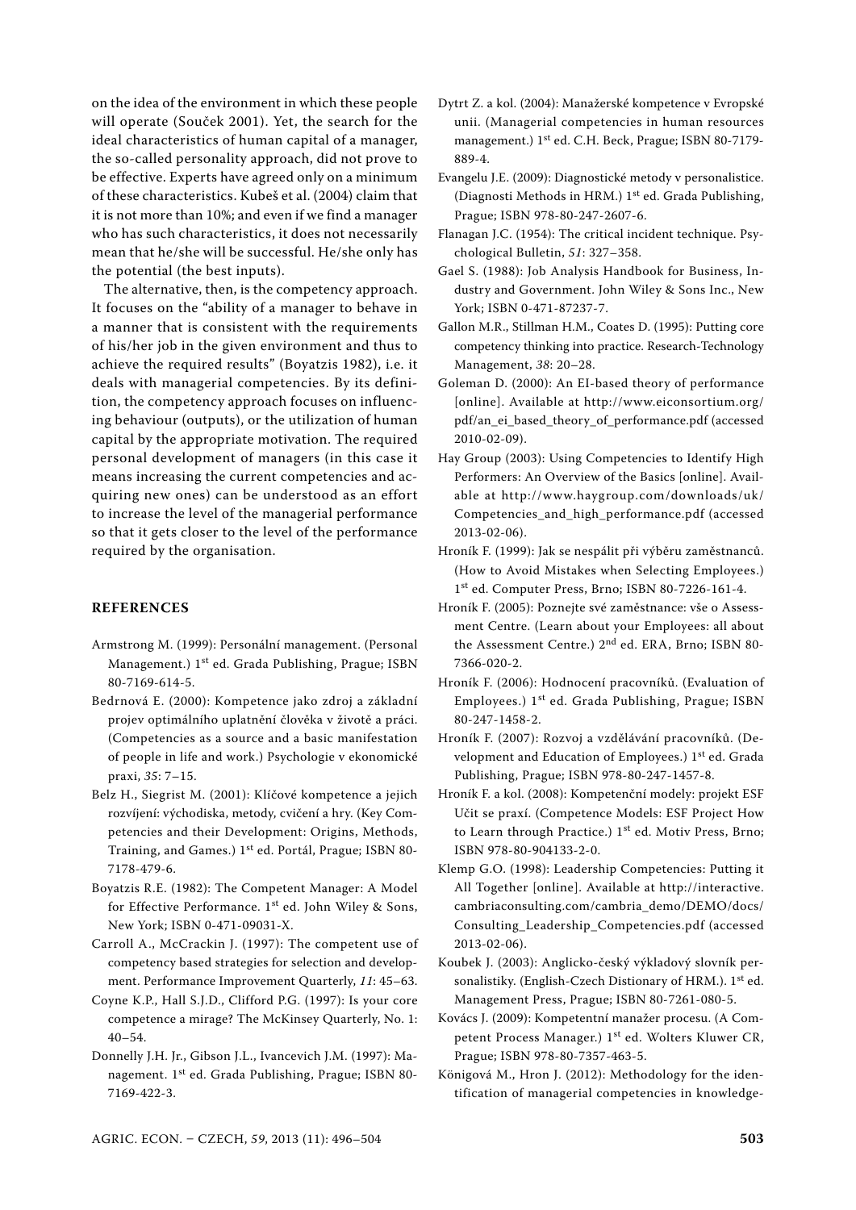on the idea of the environment in which these people will operate (Souček 2001). Yet, the search for the ideal characteristics of human capital of a manager, the so-called personality approach, did not prove to be effective. Experts have agreed only on a minimum of these characteristics. Kubeš et al. (2004) claim that it is not more than 10%; and even if we find a manager who has such characteristics, it does not necessarily mean that he/she will be successful. He/she only has the potential (the best inputs).

The alternative, then, is the competency approach. It focuses on the "ability of a manager to behave in a manner that is consistent with the requirements of his/her job in the given environment and thus to achieve the required results" (Boyatzis 1982), i.e. it deals with managerial competencies. By its definition, the competency approach focuses on influencing behaviour (outputs), or the utilization of human capital by the appropriate motivation. The required personal development of managers (in this case it means increasing the current competencies and acquiring new ones) can be understood as an effort to increase the level of the managerial performance so that it gets closer to the level of the performance required by the organisation.

## REFERENCES

Armstrong M. (1999): Personální management. (Personal Management.) 1st ed. Grada Publishing, Prague; ISBN 80-7169-614-5.

Bedrnová E. (2000): Kompetence jako zdroj a základní projev optimálního uplatnění člověka v životě a práci. (Competencies as a source and a basic manifestation of people in life and work.) Psychologie v ekonomické praxi, *35*: 7–15.

Belz H., Siegrist M. (2001): Klíčové kompetence a jejich rozvíjení: východiska, metody, cvičení a hry. (Key Competencies and their Development: Origins, Methods, Training, and Games.) 1st ed. Portál, Prague; ISBN 80-7178-479-6.

Boyatzis R.E. (1982): The Competent Manager: A Model for Effective Performance. 1st ed. John Wiley & Sons, New York; ISBN 0-471-09031-X.

Carroll A., McCrackin J. (1997): The competent use of competency based strategies for selection and development. Performance Improvement Quarterly, *11*: 45–63.

Coyne K.P., Hall S.J.D., Clifford P.G. (1997): Is your core competence a mirage? The McKinsey Quarterly, No. 1: 40–54.

Donnelly J.H. Jr., Gibson J.L., Ivancevich J.M. (1997): Management. 1st ed. Grada Publishing, Prague; ISBN 80-7169-422-3.

Dytrt Z. a kol. (2004): Manažerské kompetence v Evropské unii. (Managerial competencies in human resources management.) 1st ed. C.H. Beck, Prague; ISBN 80-7179-889-4.

Evangelu J.E. (2009): Diagnostické metody v personalistice. (Diagnosti Methods in HRM.) 1st ed. Grada Publishing, Prague; ISBN 978-80-247-2607-6.

Flanagan J.C. (1954): The critical incident technique. Psychological Bulletin, *51*: 327–358.

Gael S. (1988): Job Analysis Handbook for Business, Industry and Government. John Wiley & Sons Inc., New York; ISBN 0-471-87237-7.

Gallon M.R., Stillman H.M., Coates D. (1995): Putting core competency thinking into practice. Research-Technology Management, *38*: 20–28.

Goleman D. (2000): An EI-based theory of performance [online]. Available at http://www.eiconsortium.org/pdf/an_ei_based_theory_of_performance.pdf (accessed 2010-02-09).

Hay Group (2003): Using Competencies to Identify High Performers: An Overview of the Basics [online]. Available at http://www.haygroup.com/downloads/uk/Competencies_and_high_performance.pdf (accessed 2013-02-06).

Hroník F. (1999): Jak se nespálit při výběru zaměstnanců. (How to Avoid Mistakes when Selecting Employees.) 1st ed. Computer Press, Brno; ISBN 80-7226-161-4.

Hroník F. (2005): Poznejte své zaměstnance: vše o Assessment Centre. (Learn about your Employees: all about the Assessment Centre.) 2nd ed. ERA, Brno; ISBN 80-7366-020-2.

Hroník F. (2006): Hodnocení pracovníků. (Evaluation of Employees.) 1st ed. Grada Publishing, Prague; ISBN 80-247-1458-2.

Hroník F. (2007): Rozvoj a vzdělávání pracovníků. (Development and Education of Employees.) 1st ed. Grada Publishing, Prague; ISBN 978-80-247-1457-8.

Hroník F. a kol. (2008): Kompetenční modely: projekt ESF Učit se praxí. (Competence Models: ESF Project How to Learn through Practice.) 1st ed. Motiv Press, Brno; ISBN 978-80-904133-2-0.

Klemp G.O. (1998): Leadership Competencies: Putting it All Together [online]. Available at http://interactive.cambriaconsulting.com/cambria_demo/DEMO/docs/Consulting_Leadership_Competencies.pdf (accessed 2013-02-06).

Koubek J. (2003): Anglicko-český výkladový slovník personalistiky. (English-Czech Distionary of HRM.). 1st ed. Management Press, Prague; ISBN 80-7261-080-5.

Kovács J. (2009): Kompetentní manažer procesu. (A Competent Process Manager.) 1st ed. Wolters Kluwer CR, Prague; ISBN 978-80-7357-463-5.

Königová M., Hron J. (2012): Methodology for the identification of managerial competencies in knowledge-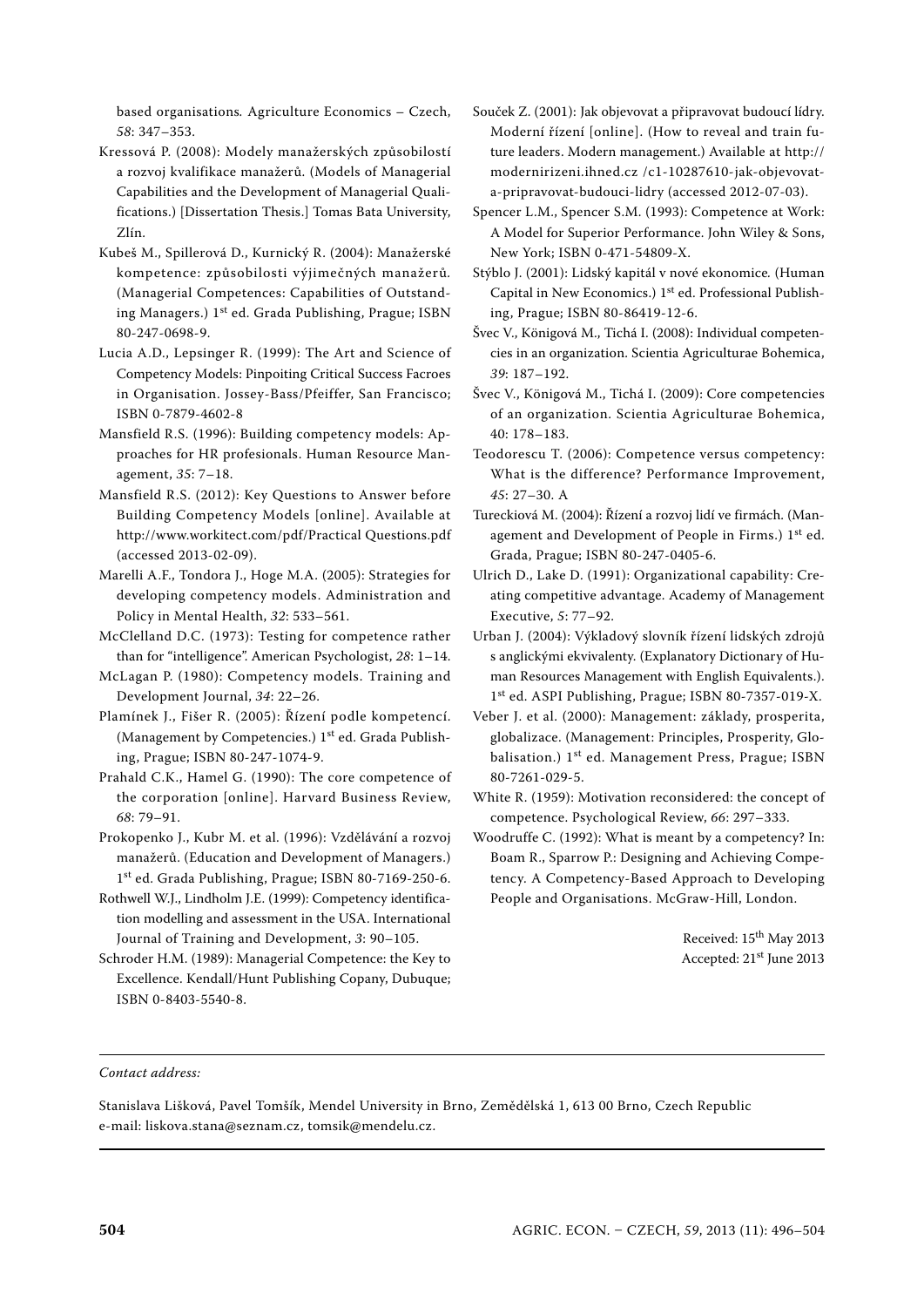based organisations. Agriculture Economics – Czech, *58*: 347–353.

Kressová P. (2008): Modely manažerských způsobilostí a rozvoj kvalifikace manažerů. (Models of Managerial Capabilities and the Development of Managerial Qualifications.) [Dissertation Thesis.] Tomas Bata University, Zlín.

Kubeš M., Spillerová D., Kurnický R. (2004): Manažerské kompetence: způsobilosti výjimečných manažerů. (Managerial Competences: Capabilities of Outstanding Managers.) 1st ed. Grada Publishing, Prague; ISBN 80-247-0698-9.

Lucia A.D., Lepsinger R. (1999): The Art and Science of Competency Models: Pinpoiting Critical Success Facroes in Organisation. Jossey-Bass/Pfeiffer, San Francisco; ISBN 0-7879-4602-8

Mansfield R.S. (1996): Building competency models: Approaches for HR profesionals. Human Resource Management, *35*: 7–18.

Mansfield R.S. (2012): Key Questions to Answer before Building Competency Models [online]. Available at http://www.workitect.com/pdf/Practical Questions.pdf (accessed 2013-02-09).

Marelli A.F., Tondora J., Hoge M.A. (2005): Strategies for developing competency models. Administration and Policy in Mental Health, *32*: 533–561.

McClelland D.C. (1973): Testing for competence rather than for "intelligence". American Psychologist, *28*: 1–14.

McLagan P. (1980): Competency models. Training and Development Journal, *34*: 22–26.

Plamínek J., Fišer R. (2005): Řízení podle kompetencí. (Management by Competencies.) 1st ed. Grada Publishing, Prague; ISBN 80-247-1074-9.

Prahald C.K., Hamel G. (1990): The core competence of the corporation [online]. Harvard Business Review, *68*: 79–91.

Prokopenko J., Kubr M. et al. (1996): Vzdělávání a rozvoj manažerů. (Education and Development of Managers.) 1st ed. Grada Publishing, Prague; ISBN 80-7169-250-6.

Rothwell W.J., Lindholm J.E. (1999): Competency identification modelling and assessment in the USA. International Journal of Training and Development, *3*: 90–105.

Schroder H.M. (1989): Managerial Competence: the Key to Excellence. Kendall/Hunt Publishing Copany, Dubuque; ISBN 0-8403-5540-8.

Souček Z. (2001): Jak objevovat a připravovat budoucí lídry. Moderní řízení [online]. (How to reveal and train future leaders. Modern management.) Available at http://modernirizeni.ihned.cz /c1-10287610-jak-objevovat-a-pripravovat-budouci-lidry (accessed 2012-07-03).

Spencer L.M., Spencer S.M. (1993): Competence at Work: A Model for Superior Performance. John Wiley & Sons, New York; ISBN 0-471-54809-X.

Stýblo J. (2001): Lidský kapitál v nové ekonomice. (Human Capital in New Economics.) 1st ed. Professional Publishing, Prague; ISBN 80-86419-12-6.

Švec V., Königová M., Tichá I. (2008): Individual competencies in an organization. Scientia Agriculturae Bohemica, *39*: 187–192.

Švec V., Königová M., Tichá I. (2009): Core competencies of an organization. Scientia Agriculturae Bohemica, 40: 178–183.

Teodorescu T. (2006): Competence versus competency: What is the difference? Performance Improvement, *45*: 27–30. A

Tureckiová M. (2004): Řízení a rozvoj lidí ve firmách. (Management and Development of People in Firms.) 1st ed. Grada, Prague; ISBN 80-247-0405-6.

Ulrich D., Lake D. (1991): Organizational capability: Creating competitive advantage. Academy of Management Executive, *5*: 77–92.

Urban J. (2004): Výkladový slovník řízení lidských zdrojů s anglickými ekvivalenty. (Explanatory Dictionary of Human Resources Management with English Equivalents.). 1st ed. ASPI Publishing, Prague; ISBN 80-7357-019-X.

Veber J. et al. (2000): Management: základy, prosperita, globalizace. (Management: Principles, Prosperity, Globalisation.) 1st ed. Management Press, Prague; ISBN 80-7261-029-5.

White R. (1959): Motivation reconsidered: the concept of competence. Psychological Review, *66*: 297–333.

Woodruffe C. (1992): What is meant by a competency? In: Boam R., Sparrow P.: Designing and Achieving Competency. A Competency-Based Approach to Developing People and Organisations. McGraw-Hill, London.

Received: 15th May 2013
Accepted: 21st June 2013

*Contact address:*

Stanislava Lišková, Pavel Tomšík, Mendel University in Brno, Zemědělská 1, 613 00 Brno, Czech Republic
e-mail: liskova.stana@seznam.cz, tomsik@mendelu.cz.